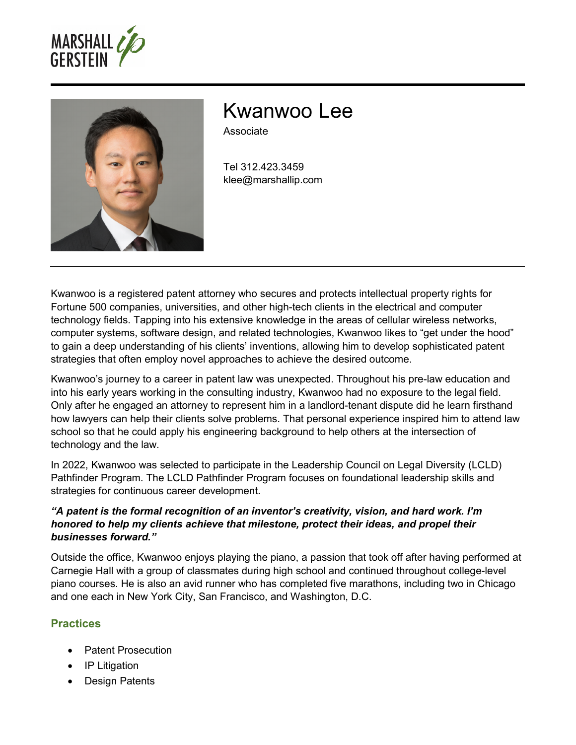MARSHALL GERSTEIN

# Kwanwoo Lee

Associate

Tel 312.423.3459
klee@marshallip.com

Kwanwoo is a registered patent attorney who secures and protects intellectual property rights for Fortune 500 companies, universities, and other high-tech clients in the electrical and computer technology fields. Tapping into his extensive knowledge in the areas of cellular wireless networks, computer systems, software design, and related technologies, Kwanwoo likes to "get under the hood" to gain a deep understanding of his clients' inventions, allowing him to develop sophisticated patent strategies that often employ novel approaches to achieve the desired outcome.

Kwanwoo's journey to a career in patent law was unexpected. Throughout his pre-law education and into his early years working in the consulting industry, Kwanwoo had no exposure to the legal field. Only after he engaged an attorney to represent him in a landlord-tenant dispute did he learn firsthand how lawyers can help their clients solve problems. That personal experience inspired him to attend law school so that he could apply his engineering background to help others at the intersection of technology and the law.

In 2022, Kwanwoo was selected to participate in the Leadership Council on Legal Diversity (LCLD) Pathfinder Program. The LCLD Pathfinder Program focuses on foundational leadership skills and strategies for continuous career development.

***"A patent is the formal recognition of an inventor's creativity, vision, and hard work. I'm honored to help my clients achieve that milestone, protect their ideas, and propel their businesses forward."***

Outside the office, Kwanwoo enjoys playing the piano, a passion that took off after having performed at Carnegie Hall with a group of classmates during high school and continued throughout college-level piano courses. He is also an avid runner who has completed five marathons, including two in Chicago and one each in New York City, San Francisco, and Washington, D.C.

## Practices

- Patent Prosecution
- IP Litigation
- Design Patents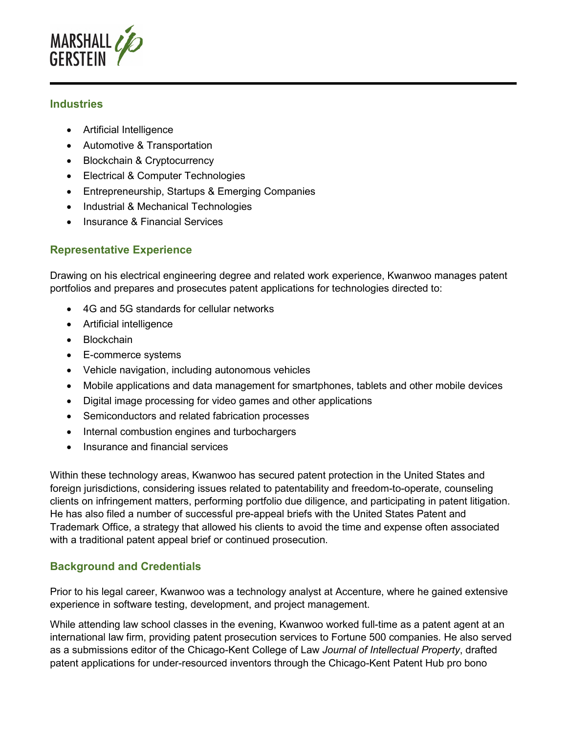## Industries

- Artificial Intelligence
- Automotive & Transportation
- Blockchain & Cryptocurrency
- Electrical & Computer Technologies
- Entrepreneurship, Startups & Emerging Companies
- Industrial & Mechanical Technologies
- Insurance & Financial Services

## Representative Experience

Drawing on his electrical engineering degree and related work experience, Kwanwoo manages patent portfolios and prepares and prosecutes patent applications for technologies directed to:

- 4G and 5G standards for cellular networks
- Artificial intelligence
- Blockchain
- E-commerce systems
- Vehicle navigation, including autonomous vehicles
- Mobile applications and data management for smartphones, tablets and other mobile devices
- Digital image processing for video games and other applications
- Semiconductors and related fabrication processes
- Internal combustion engines and turbochargers
- Insurance and financial services

Within these technology areas, Kwanwoo has secured patent protection in the United States and foreign jurisdictions, considering issues related to patentability and freedom-to-operate, counseling clients on infringement matters, performing portfolio due diligence, and participating in patent litigation. He has also filed a number of successful pre-appeal briefs with the United States Patent and Trademark Office, a strategy that allowed his clients to avoid the time and expense often associated with a traditional patent appeal brief or continued prosecution.

## Background and Credentials

Prior to his legal career, Kwanwoo was a technology analyst at Accenture, where he gained extensive experience in software testing, development, and project management.

While attending law school classes in the evening, Kwanwoo worked full-time as a patent agent at an international law firm, providing patent prosecution services to Fortune 500 companies. He also served as a submissions editor of the Chicago-Kent College of Law *Journal of Intellectual Property*, drafted patent applications for under-resourced inventors through the Chicago-Kent Patent Hub pro bono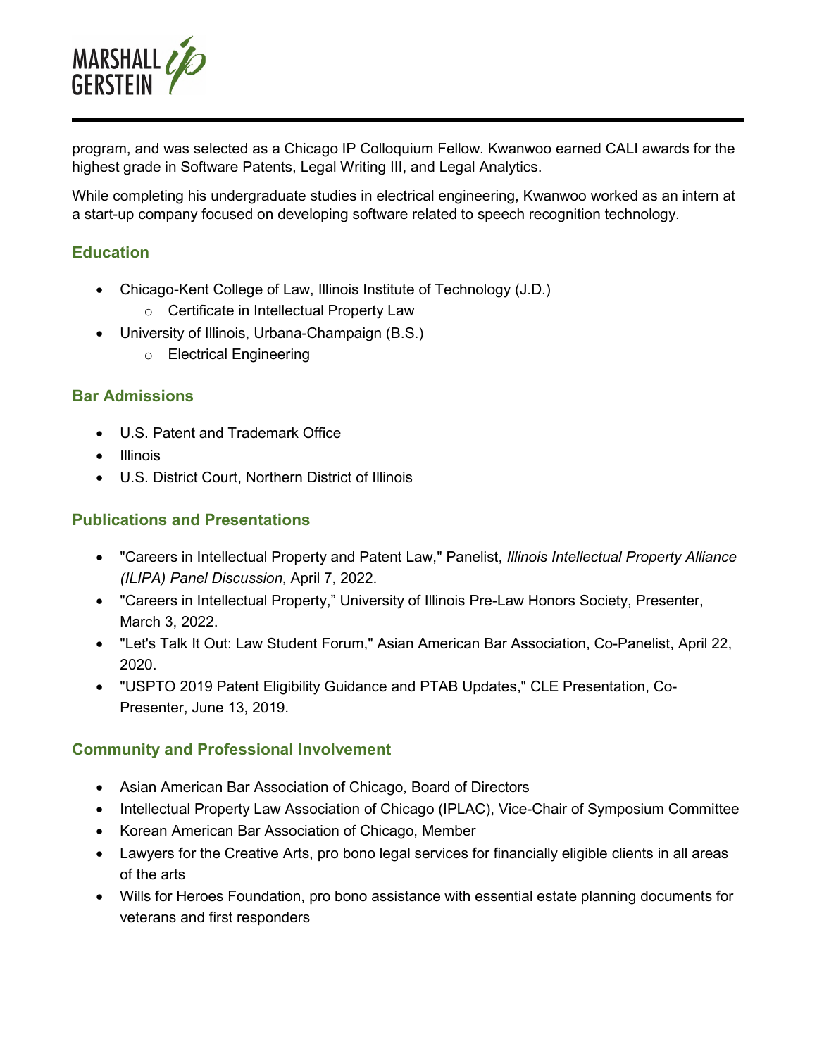program, and was selected as a Chicago IP Colloquium Fellow. Kwanwoo earned CALI awards for the highest grade in Software Patents, Legal Writing III, and Legal Analytics.

While completing his undergraduate studies in electrical engineering, Kwanwoo worked as an intern at a start-up company focused on developing software related to speech recognition technology.

## Education

- Chicago-Kent College of Law, Illinois Institute of Technology (J.D.)
  - Certificate in Intellectual Property Law
- University of Illinois, Urbana-Champaign (B.S.)
  - Electrical Engineering

## Bar Admissions

- U.S. Patent and Trademark Office
- Illinois
- U.S. District Court, Northern District of Illinois

## Publications and Presentations

- "Careers in Intellectual Property and Patent Law," Panelist, *Illinois Intellectual Property Alliance (ILIPA) Panel Discussion*, April 7, 2022.
- "Careers in Intellectual Property," University of Illinois Pre-Law Honors Society, Presenter, March 3, 2022.
- "Let's Talk It Out: Law Student Forum," Asian American Bar Association, Co-Panelist, April 22, 2020.
- "USPTO 2019 Patent Eligibility Guidance and PTAB Updates," CLE Presentation, Co-Presenter, June 13, 2019.

## Community and Professional Involvement

- Asian American Bar Association of Chicago, Board of Directors
- Intellectual Property Law Association of Chicago (IPLAC), Vice-Chair of Symposium Committee
- Korean American Bar Association of Chicago, Member
- Lawyers for the Creative Arts, pro bono legal services for financially eligible clients in all areas of the arts
- Wills for Heroes Foundation, pro bono assistance with essential estate planning documents for veterans and first responders